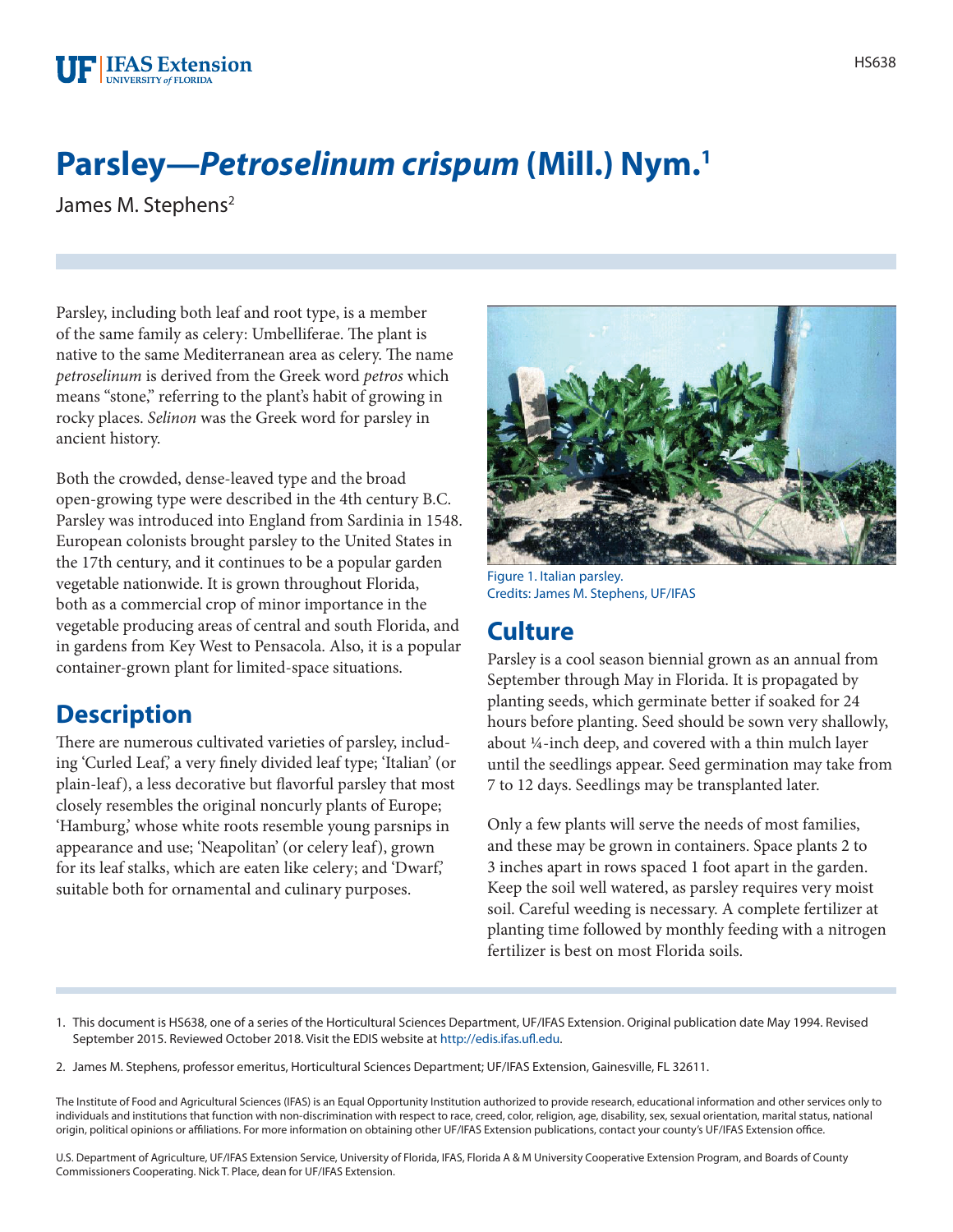# Parsley—*Petroselinum crispum* (Mill.) Nym.[1]

James M. Stephens[2]

Parsley, including both leaf and root type, is a member of the same family as celery: Umbelliferae. The plant is native to the same Mediterranean area as celery. The name *petroselinum* is derived from the Greek word *petros* which means "stone," referring to the plant's habit of growing in rocky places. *Selinon* was the Greek word for parsley in ancient history.

Both the crowded, dense-leaved type and the broad open-growing type were described in the 4th century B.C. Parsley was introduced into England from Sardinia in 1548. European colonists brought parsley to the United States in the 17th century, and it continues to be a popular garden vegetable nationwide. It is grown throughout Florida, both as a commercial crop of minor importance in the vegetable producing areas of central and south Florida, and in gardens from Key West to Pensacola. Also, it is a popular container-grown plant for limited-space situations.

## Description

There are numerous cultivated varieties of parsley, including 'Curled Leaf,' a very finely divided leaf type; 'Italian' (or plain-leaf), a less decorative but flavorful parsley that most closely resembles the original noncurly plants of Europe; 'Hamburg,' whose white roots resemble young parsnips in appearance and use; 'Neapolitan' (or celery leaf), grown for its leaf stalks, which are eaten like celery; and 'Dwarf,' suitable both for ornamental and culinary purposes.

Figure 1. Italian parsley.
Credits: James M. Stephens, UF/IFAS

## Culture

Parsley is a cool season biennial grown as an annual from September through May in Florida. It is propagated by planting seeds, which germinate better if soaked for 24 hours before planting. Seed should be sown very shallowly, about ¼-inch deep, and covered with a thin mulch layer until the seedlings appear. Seed germination may take from 7 to 12 days. Seedlings may be transplanted later.

Only a few plants will serve the needs of most families, and these may be grown in containers. Space plants 2 to 3 inches apart in rows spaced 1 foot apart in the garden. Keep the soil well watered, as parsley requires very moist soil. Careful weeding is necessary. A complete fertilizer at planting time followed by monthly feeding with a nitrogen fertilizer is best on most Florida soils.

1. This document is HS638, one of a series of the Horticultural Sciences Department, UF/IFAS Extension. Original publication date May 1994. Revised September 2015. Reviewed October 2018. Visit the EDIS website at http://edis.ifas.ufl.edu.

2. James M. Stephens, professor emeritus, Horticultural Sciences Department; UF/IFAS Extension, Gainesville, FL 32611.

The Institute of Food and Agricultural Sciences (IFAS) is an Equal Opportunity Institution authorized to provide research, educational information and other services only to individuals and institutions that function with non-discrimination with respect to race, creed, color, religion, age, disability, sex, sexual orientation, marital status, national origin, political opinions or affiliations. For more information on obtaining other UF/IFAS Extension publications, contact your county's UF/IFAS Extension office.

U.S. Department of Agriculture, UF/IFAS Extension Service, University of Florida, IFAS, Florida A & M University Cooperative Extension Program, and Boards of County Commissioners Cooperating. Nick T. Place, dean for UF/IFAS Extension.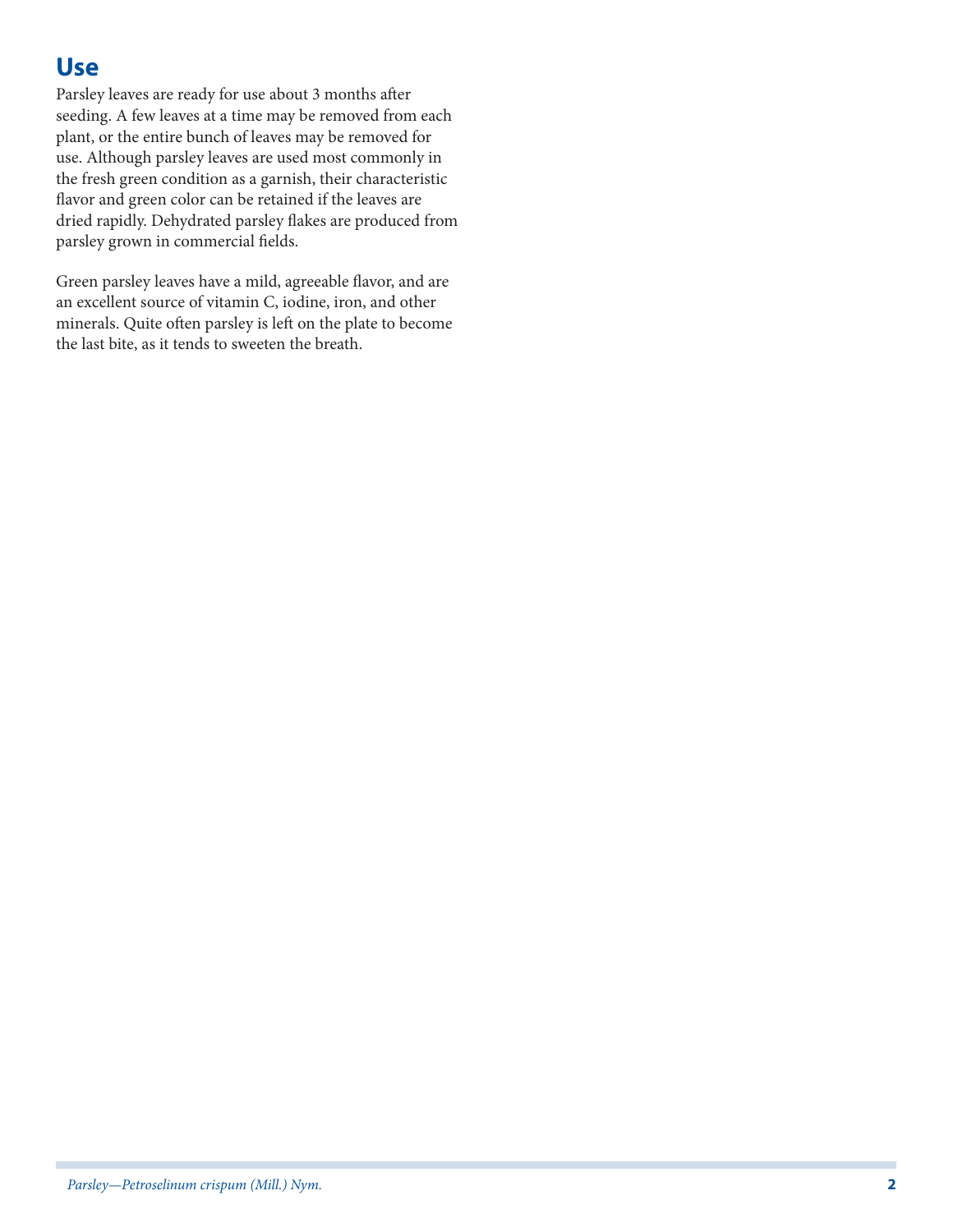## Use

Parsley leaves are ready for use about 3 months after seeding. A few leaves at a time may be removed from each plant, or the entire bunch of leaves may be removed for use. Although parsley leaves are used most commonly in the fresh green condition as a garnish, their characteristic flavor and green color can be retained if the leaves are dried rapidly. Dehydrated parsley flakes are produced from parsley grown in commercial fields.

Green parsley leaves have a mild, agreeable flavor, and are an excellent source of vitamin C, iodine, iron, and other minerals. Quite often parsley is left on the plate to become the last bite, as it tends to sweeten the breath.